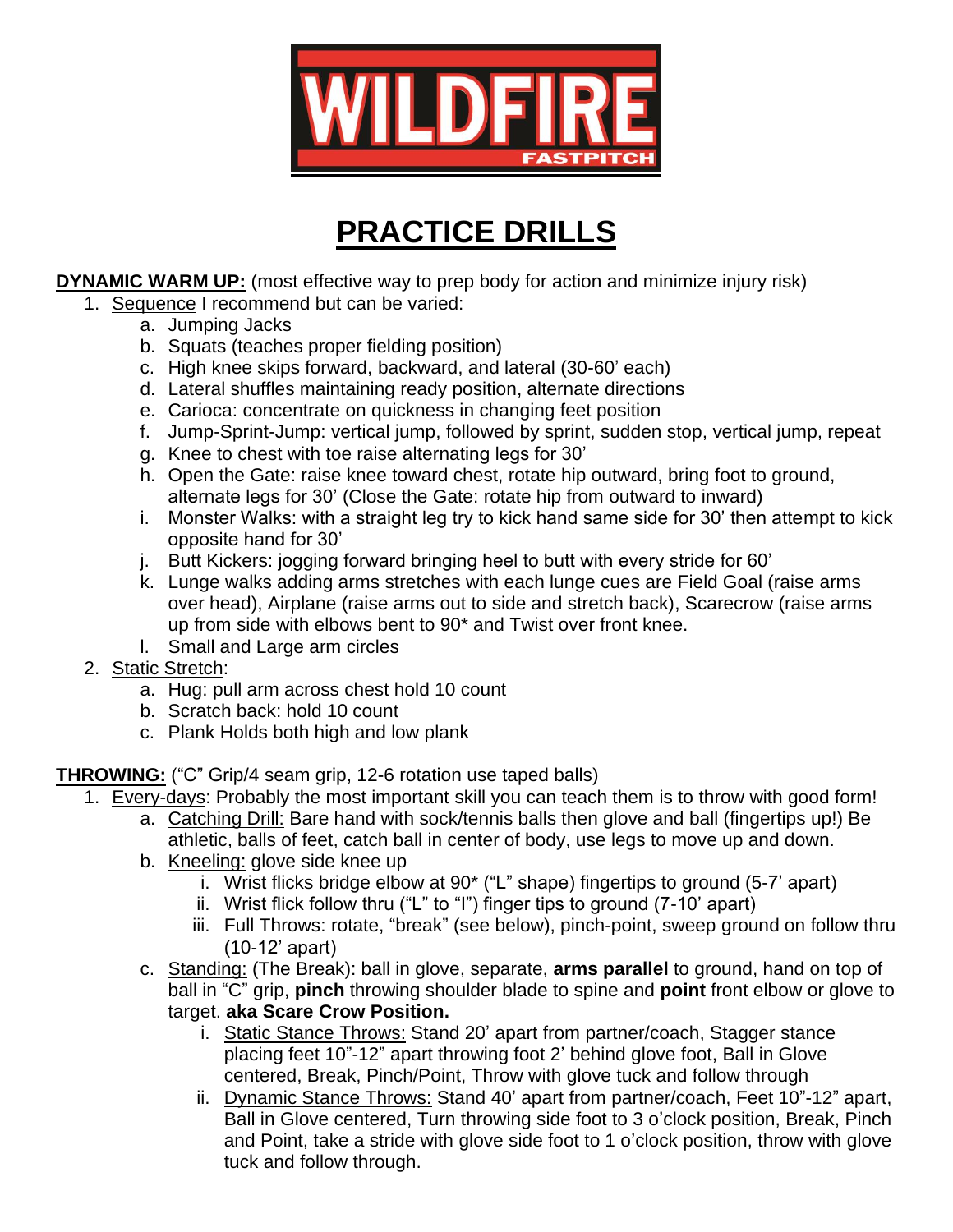# WILDFIRE FASTPITCH

# PRACTICE DRILLS

**DYNAMIC WARM UP:** (most effective way to prep body for action and minimize injury risk)

1. Sequence I recommend but can be varied:
    a. Jumping Jacks
    b. Squats (teaches proper fielding position)
    c. High knee skips forward, backward, and lateral (30-60' each)
    d. Lateral shuffles maintaining ready position, alternate directions
    e. Carioca: concentrate on quickness in changing feet position
    f. Jump-Sprint-Jump: vertical jump, followed by sprint, sudden stop, vertical jump, repeat
    g. Knee to chest with toe raise alternating legs for 30'
    h. Open the Gate: raise knee toward chest, rotate hip outward, bring foot to ground, alternate legs for 30' (Close the Gate: rotate hip from outward to inward)
    i. Monster Walks: with a straight leg try to kick hand same side for 30' then attempt to kick opposite hand for 30'
    j. Butt Kickers: jogging forward bringing heel to butt with every stride for 60'
    k. Lunge walks adding arms stretches with each lunge cues are Field Goal (raise arms over head), Airplane (raise arms out to side and stretch back), Scarecrow (raise arms up from side with elbows bent to 90* and Twist over front knee.
    l. Small and Large arm circles
2. Static Stretch:
    a. Hug: pull arm across chest hold 10 count
    b. Scratch back: hold 10 count
    c. Plank Holds both high and low plank

**THROWING:** ("C" Grip/4 seam grip, 12-6 rotation use taped balls)

1. Every-days: Probably the most important skill you can teach them is to throw with good form!
    a. Catching Drill: Bare hand with sock/tennis balls then glove and ball (fingertips up!) Be athletic, balls of feet, catch ball in center of body, use legs to move up and down.
    b. Kneeling: glove side knee up
        i. Wrist flicks bridge elbow at 90* ("L" shape) fingertips to ground (5-7' apart)
        ii. Wrist flick follow thru ("L" to "I") finger tips to ground (7-10' apart)
        iii. Full Throws: rotate, "break" (see below), pinch-point, sweep ground on follow thru (10-12' apart)
    c. Standing: (The Break): ball in glove, separate, **arms parallel** to ground, hand on top of ball in "C" grip, **pinch** throwing shoulder blade to spine and **point** front elbow or glove to target. **aka Scare Crow Position.**
        i. Static Stance Throws: Stand 20' apart from partner/coach, Stagger stance placing feet 10"-12" apart throwing foot 2' behind glove foot, Ball in Glove centered, Break, Pinch/Point, Throw with glove tuck and follow through
        ii. Dynamic Stance Throws: Stand 40' apart from partner/coach, Feet 10"-12" apart, Ball in Glove centered, Turn throwing side foot to 3 o'clock position, Break, Pinch and Point, take a stride with glove side foot to 1 o'clock position, throw with glove tuck and follow through.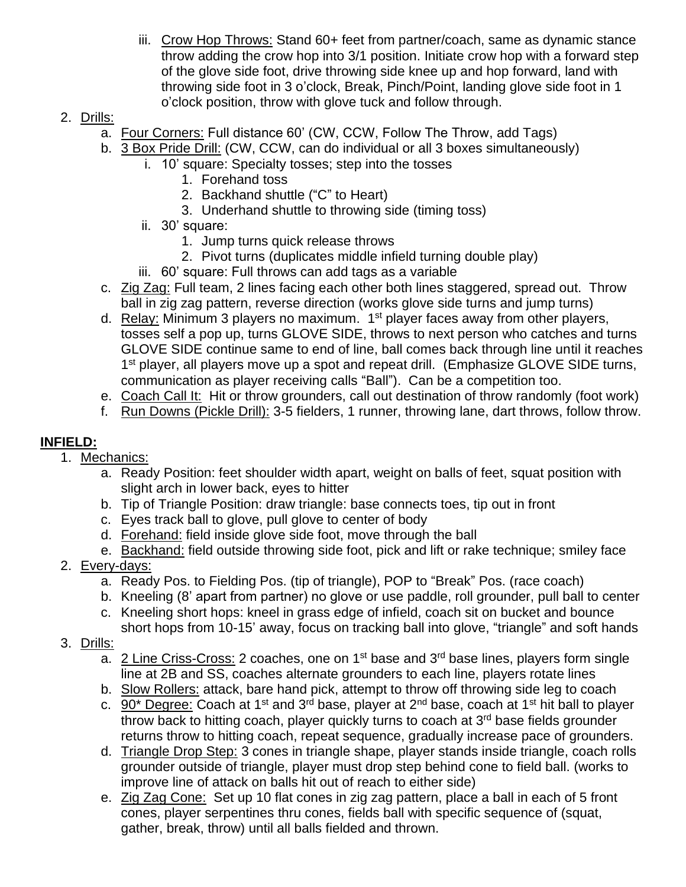iii. Crow Hop Throws: Stand 60+ feet from partner/coach, same as dynamic stance throw adding the crow hop into 3/1 position. Initiate crow hop with a forward step of the glove side foot, drive throwing side knee up and hop forward, land with throwing side foot in 3 o'clock, Break, Pinch/Point, landing glove side foot in 1 o'clock position, throw with glove tuck and follow through.

2. Drills:
   a. Four Corners: Full distance 60' (CW, CCW, Follow The Throw, add Tags)
   b. 3 Box Pride Drill: (CW, CCW, can do individual or all 3 boxes simultaneously)
      i. 10' square: Specialty tosses; step into the tosses
         1. Forehand toss
         2. Backhand shuttle ("C" to Heart)
         3. Underhand shuttle to throwing side (timing toss)
      ii. 30' square:
         1. Jump turns quick release throws
         2. Pivot turns (duplicates middle infield turning double play)
      iii. 60' square: Full throws can add tags as a variable
   c. Zig Zag: Full team, 2 lines facing each other both lines staggered, spread out. Throw ball in zig zag pattern, reverse direction (works glove side turns and jump turns)
   d. Relay: Minimum 3 players no maximum. 1st player faces away from other players, tosses self a pop up, turns GLOVE SIDE, throws to next person who catches and turns GLOVE SIDE continue same to end of line, ball comes back through line until it reaches 1st player, all players move up a spot and repeat drill. (Emphasize GLOVE SIDE turns, communication as player receiving calls "Ball"). Can be a competition too.
   e. Coach Call It: Hit or throw grounders, call out destination of throw randomly (foot work)
   f. Run Downs (Pickle Drill): 3-5 fielders, 1 runner, throwing lane, dart throws, follow throw.

**INFIELD:**

1. Mechanics:
   a. Ready Position: feet shoulder width apart, weight on balls of feet, squat position with slight arch in lower back, eyes to hitter
   b. Tip of Triangle Position: draw triangle: base connects toes, tip out in front
   c. Eyes track ball to glove, pull glove to center of body
   d. Forehand: field inside glove side foot, move through the ball
   e. Backhand: field outside throwing side foot, pick and lift or rake technique; smiley face
2. Every-days:
   a. Ready Pos. to Fielding Pos. (tip of triangle), POP to "Break" Pos. (race coach)
   b. Kneeling (8' apart from partner) no glove or use paddle, roll grounder, pull ball to center
   c. Kneeling short hops: kneel in grass edge of infield, coach sit on bucket and bounce short hops from 10-15' away, focus on tracking ball into glove, "triangle" and soft hands
3. Drills:
   a. 2 Line Criss-Cross: 2 coaches, one on 1st base and 3rd base lines, players form single line at 2B and SS, coaches alternate grounders to each line, players rotate lines
   b. Slow Rollers: attack, bare hand pick, attempt to throw off throwing side leg to coach
   c. 90* Degree: Coach at 1st and 3rd base, player at 2nd base, coach at 1st hit ball to player throw back to hitting coach, player quickly turns to coach at 3rd base fields grounder returns throw to hitting coach, repeat sequence, gradually increase pace of grounders.
   d. Triangle Drop Step: 3 cones in triangle shape, player stands inside triangle, coach rolls grounder outside of triangle, player must drop step behind cone to field ball. (works to improve line of attack on balls hit out of reach to either side)
   e. Zig Zag Cone: Set up 10 flat cones in zig zag pattern, place a ball in each of 5 front cones, player serpentines thru cones, fields ball with specific sequence of (squat, gather, break, throw) until all balls fielded and thrown.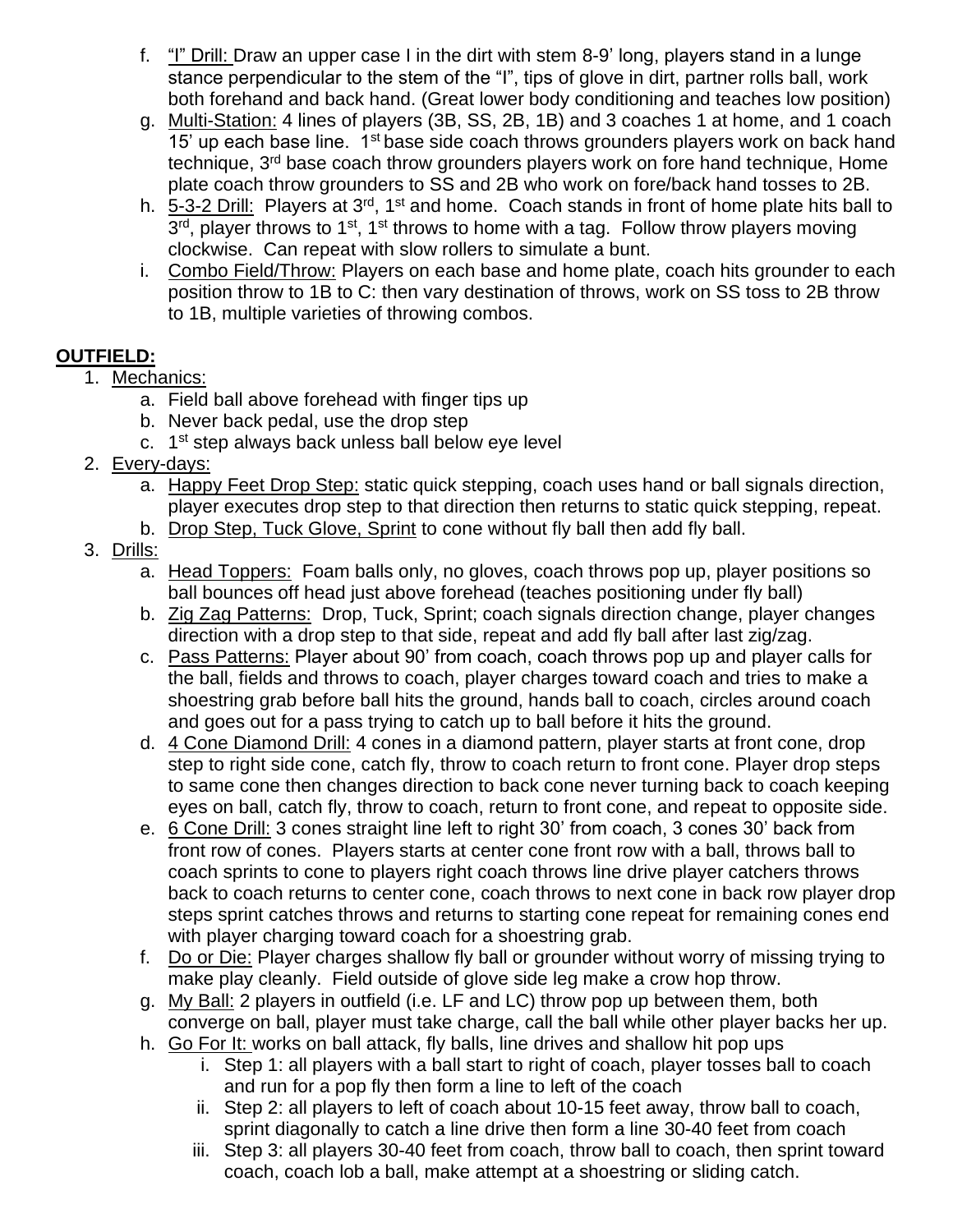f. "I" Drill: Draw an upper case I in the dirt with stem 8-9' long, players stand in a lunge stance perpendicular to the stem of the "I", tips of glove in dirt, partner rolls ball, work both forehand and back hand. (Great lower body conditioning and teaches low position)

g. Multi-Station: 4 lines of players (3B, SS, 2B, 1B) and 3 coaches 1 at home, and 1 coach 15' up each base line. 1st base side coach throws grounders players work on back hand technique, 3rd base coach throw grounders players work on fore hand technique, Home plate coach throw grounders to SS and 2B who work on fore/back hand tosses to 2B.

h. 5-3-2 Drill: Players at 3rd, 1st and home. Coach stands in front of home plate hits ball to 3rd, player throws to 1st, 1st throws to home with a tag. Follow throw players moving clockwise. Can repeat with slow rollers to simulate a bunt.

i. Combo Field/Throw: Players on each base and home plate, coach hits grounder to each position throw to 1B to C: then vary destination of throws, work on SS toss to 2B throw to 1B, multiple varieties of throwing combos.

**OUTFIELD:**

1. Mechanics:
   a. Field ball above forehead with finger tips up
   b. Never back pedal, use the drop step
   c. 1st step always back unless ball below eye level
2. Every-days:
   a. Happy Feet Drop Step: static quick stepping, coach uses hand or ball signals direction, player executes drop step to that direction then returns to static quick stepping, repeat.
   b. Drop Step, Tuck Glove, Sprint to cone without fly ball then add fly ball.
3. Drills:
   a. Head Toppers: Foam balls only, no gloves, coach throws pop up, player positions so ball bounces off head just above forehead (teaches positioning under fly ball)
   b. Zig Zag Patterns: Drop, Tuck, Sprint; coach signals direction change, player changes direction with a drop step to that side, repeat and add fly ball after last zig/zag.
   c. Pass Patterns: Player about 90' from coach, coach throws pop up and player calls for the ball, fields and throws to coach, player charges toward coach and tries to make a shoestring grab before ball hits the ground, hands ball to coach, circles around coach and goes out for a pass trying to catch up to ball before it hits the ground.
   d. 4 Cone Diamond Drill: 4 cones in a diamond pattern, player starts at front cone, drop step to right side cone, catch fly, throw to coach return to front cone. Player drop steps to same cone then changes direction to back cone never turning back to coach keeping eyes on ball, catch fly, throw to coach, return to front cone, and repeat to opposite side.
   e. 6 Cone Drill: 3 cones straight line left to right 30' from coach, 3 cones 30' back from front row of cones. Players starts at center cone front row with a ball, throws ball to coach sprints to cone to players right coach throws line drive player catchers throws back to coach returns to center cone, coach throws to next cone in back row player drop steps sprint catches throws and returns to starting cone repeat for remaining cones end with player charging toward coach for a shoestring grab.
   f. Do or Die: Player charges shallow fly ball or grounder without worry of missing trying to make play cleanly. Field outside of glove side leg make a crow hop throw.
   g. My Ball: 2 players in outfield (i.e. LF and LC) throw pop up between them, both converge on ball, player must take charge, call the ball while other player backs her up.
   h. Go For It: works on ball attack, fly balls, line drives and shallow hit pop ups
      i. Step 1: all players with a ball start to right of coach, player tosses ball to coach and run for a pop fly then form a line to left of the coach
      ii. Step 2: all players to left of coach about 10-15 feet away, throw ball to coach, sprint diagonally to catch a line drive then form a line 30-40 feet from coach
      iii. Step 3: all players 30-40 feet from coach, throw ball to coach, then sprint toward coach, coach lob a ball, make attempt at a shoestring or sliding catch.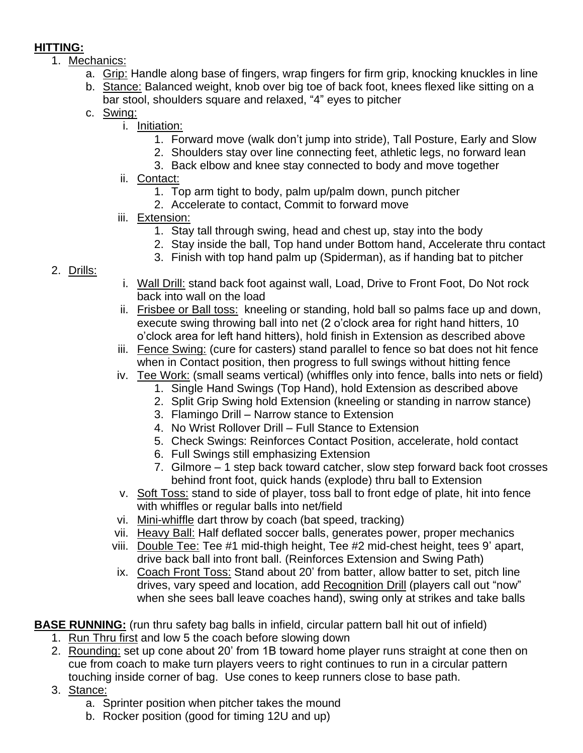**HITTING:**

1. Mechanics:
    a. Grip: Handle along base of fingers, wrap fingers for firm grip, knocking knuckles in line
    b. Stance: Balanced weight, knob over big toe of back foot, knees flexed like sitting on a bar stool, shoulders square and relaxed, "4" eyes to pitcher
    c. Swing:
        i. Initiation:
            1. Forward move (walk don't jump into stride), Tall Posture, Early and Slow
            2. Shoulders stay over line connecting feet, athletic legs, no forward lean
            3. Back elbow and knee stay connected to body and move together
        ii. Contact:
            1. Top arm tight to body, palm up/palm down, punch pitcher
            2. Accelerate to contact, Commit to forward move
        iii. Extension:
            1. Stay tall through swing, head and chest up, stay into the body
            2. Stay inside the ball, Top hand under Bottom hand, Accelerate thru contact
            3. Finish with top hand palm up (Spiderman), as if handing bat to pitcher
2. Drills:
    i. Wall Drill: stand back foot against wall, Load, Drive to Front Foot, Do Not rock back into wall on the load
    ii. Frisbee or Ball toss: kneeling or standing, hold ball so palms face up and down, execute swing throwing ball into net (2 o'clock area for right hand hitters, 10 o'clock area for left hand hitters), hold finish in Extension as described above
    iii. Fence Swing: (cure for casters) stand parallel to fence so bat does not hit fence when in Contact position, then progress to full swings without hitting fence
    iv. Tee Work: (small seams vertical) (whiffles only into fence, balls into nets or field)
        1. Single Hand Swings (Top Hand), hold Extension as described above
        2. Split Grip Swing hold Extension (kneeling or standing in narrow stance)
        3. Flamingo Drill – Narrow stance to Extension
        4. No Wrist Rollover Drill – Full Stance to Extension
        5. Check Swings: Reinforces Contact Position, accelerate, hold contact
        6. Full Swings still emphasizing Extension
        7. Gilmore – 1 step back toward catcher, slow step forward back foot crosses behind front foot, quick hands (explode) thru ball to Extension
    v. Soft Toss: stand to side of player, toss ball to front edge of plate, hit into fence with whiffles or regular balls into net/field
    vi. Mini-whiffle dart throw by coach (bat speed, tracking)
    vii. Heavy Ball: Half deflated soccer balls, generates power, proper mechanics
    viii. Double Tee: Tee #1 mid-thigh height, Tee #2 mid-chest height, tees 9' apart, drive back ball into front ball. (Reinforces Extension and Swing Path)
    ix. Coach Front Toss: Stand about 20' from batter, allow batter to set, pitch line drives, vary speed and location, add Recognition Drill (players call out "now" when she sees ball leave coaches hand), swing only at strikes and take balls

**BASE RUNNING:** (run thru safety bag balls in infield, circular pattern ball hit out of infield)

1. Run Thru first and low 5 the coach before slowing down
2. Rounding: set up cone about 20' from 1B toward home player runs straight at cone then on cue from coach to make turn players veers to right continues to run in a circular pattern touching inside corner of bag. Use cones to keep runners close to base path.
3. Stance:
    a. Sprinter position when pitcher takes the mound
    b. Rocker position (good for timing 12U and up)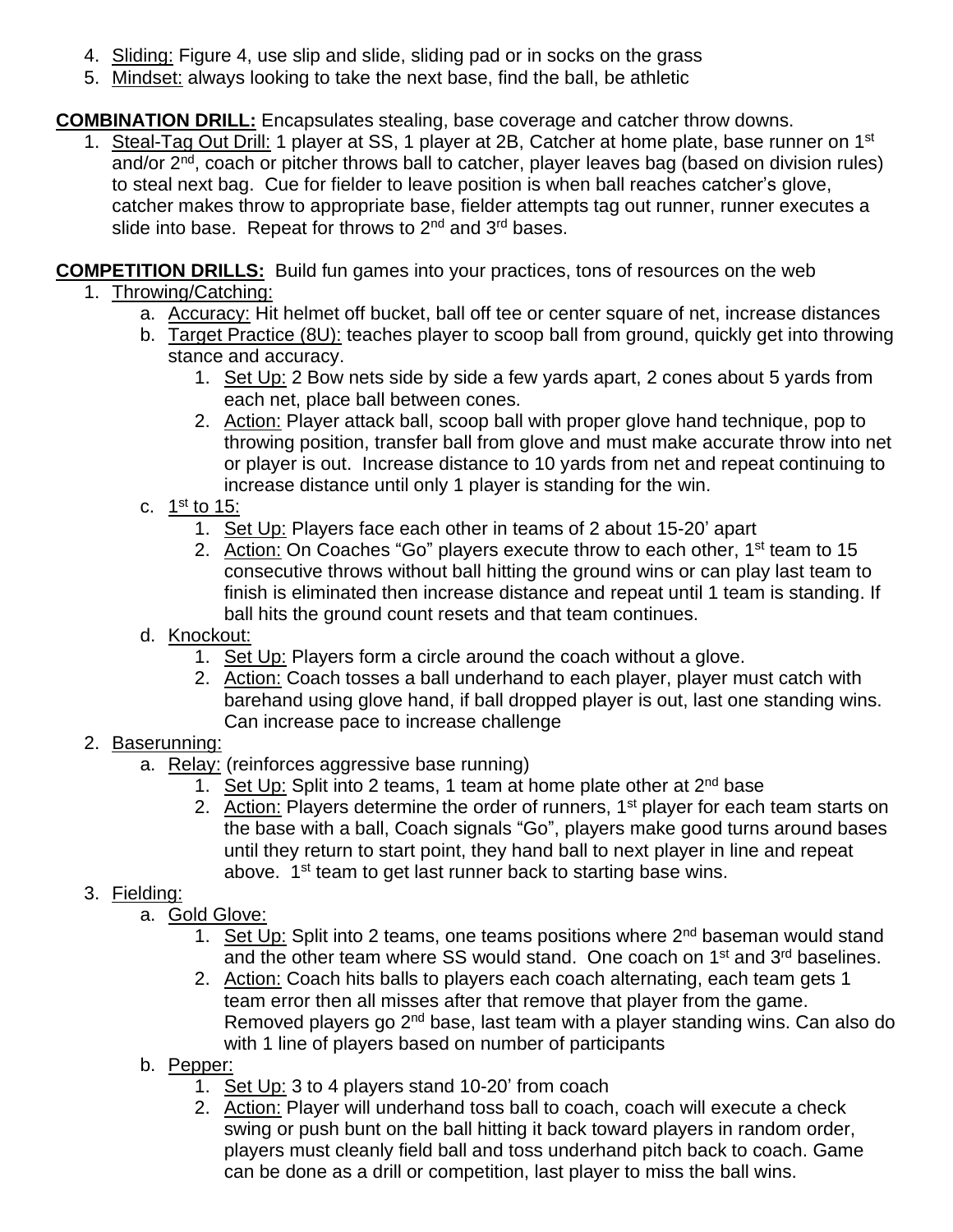4. Sliding: Figure 4, use slip and slide, sliding pad or in socks on the grass
5. Mindset: always looking to take the next base, find the ball, be athletic

**COMBINATION DRILL:** Encapsulates stealing, base coverage and catcher throw downs.

1. Steal-Tag Out Drill: 1 player at SS, 1 player at 2B, Catcher at home plate, base runner on 1st and/or 2nd, coach or pitcher throws ball to catcher, player leaves bag (based on division rules) to steal next bag. Cue for fielder to leave position is when ball reaches catcher's glove, catcher makes throw to appropriate base, fielder attempts tag out runner, runner executes a slide into base. Repeat for throws to 2nd and 3rd bases.

**COMPETITION DRILLS:** Build fun games into your practices, tons of resources on the web

1. Throwing/Catching:
   a. Accuracy: Hit helmet off bucket, ball off tee or center square of net, increase distances
   b. Target Practice (8U): teaches player to scoop ball from ground, quickly get into throwing stance and accuracy.
      1. Set Up: 2 Bow nets side by side a few yards apart, 2 cones about 5 yards from each net, place ball between cones.
      2. Action: Player attack ball, scoop ball with proper glove hand technique, pop to throwing position, transfer ball from glove and must make accurate throw into net or player is out. Increase distance to 10 yards from net and repeat continuing to increase distance until only 1 player is standing for the win.
   c. 1st to 15:
      1. Set Up: Players face each other in teams of 2 about 15-20' apart
      2. Action: On Coaches "Go" players execute throw to each other, 1st team to 15 consecutive throws without ball hitting the ground wins or can play last team to finish is eliminated then increase distance and repeat until 1 team is standing. If ball hits the ground count resets and that team continues.
   d. Knockout:
      1. Set Up: Players form a circle around the coach without a glove.
      2. Action: Coach tosses a ball underhand to each player, player must catch with barehand using glove hand, if ball dropped player is out, last one standing wins. Can increase pace to increase challenge
2. Baserunning:
   a. Relay: (reinforces aggressive base running)
      1. Set Up: Split into 2 teams, 1 team at home plate other at 2nd base
      2. Action: Players determine the order of runners, 1st player for each team starts on the base with a ball, Coach signals "Go", players make good turns around bases until they return to start point, they hand ball to next player in line and repeat above. 1st team to get last runner back to starting base wins.
3. Fielding:
   a. Gold Glove:
      1. Set Up: Split into 2 teams, one teams positions where 2nd baseman would stand and the other team where SS would stand. One coach on 1st and 3rd baselines.
      2. Action: Coach hits balls to players each coach alternating, each team gets 1 team error then all misses after that remove that player from the game. Removed players go 2nd base, last team with a player standing wins. Can also do with 1 line of players based on number of participants
   b. Pepper:
      1. Set Up: 3 to 4 players stand 10-20' from coach
      2. Action: Player will underhand toss ball to coach, coach will execute a check swing or push bunt on the ball hitting it back toward players in random order, players must cleanly field ball and toss underhand pitch back to coach. Game can be done as a drill or competition, last player to miss the ball wins.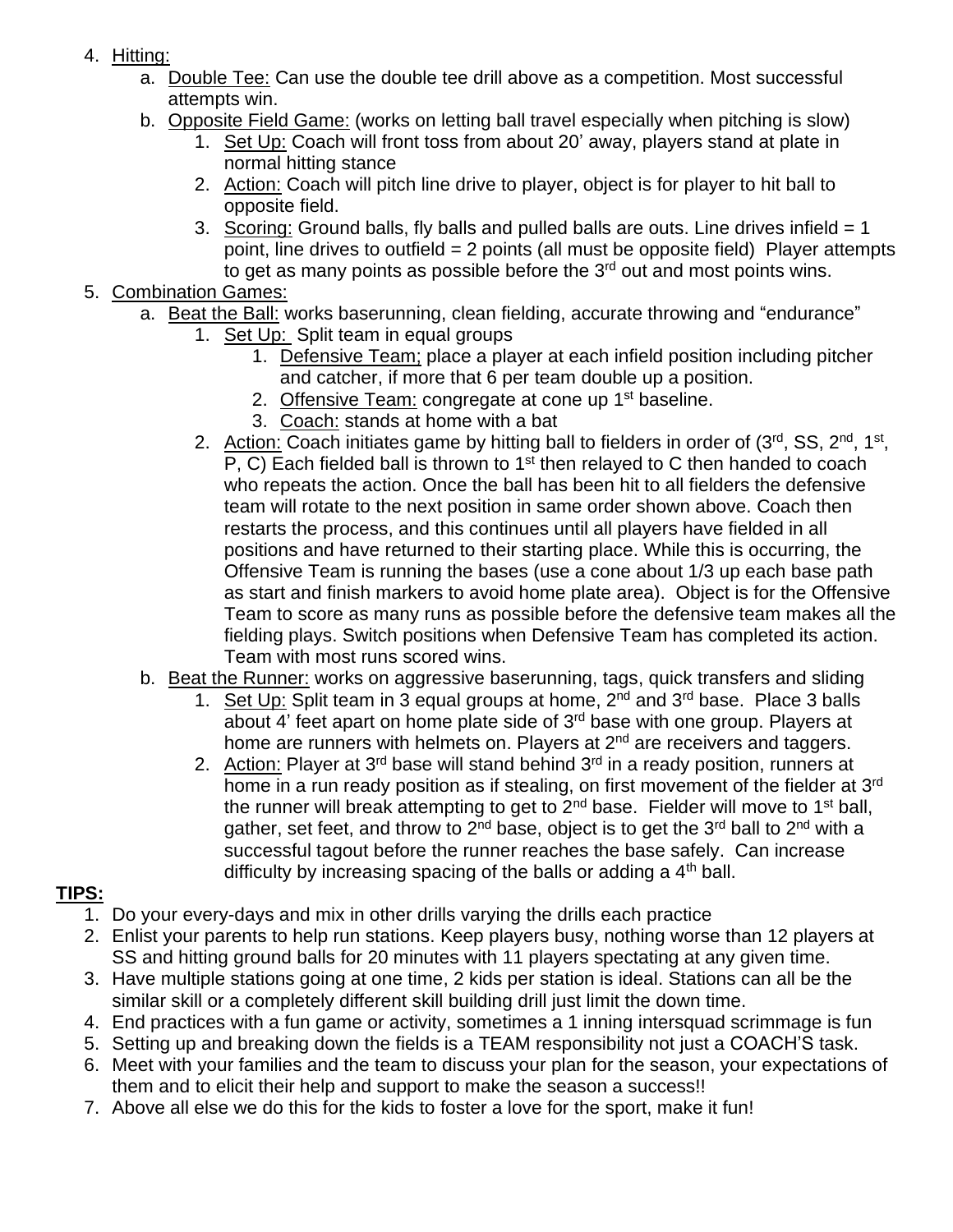4. Hitting:
    a. Double Tee: Can use the double tee drill above as a competition. Most successful attempts win.
    b. Opposite Field Game: (works on letting ball travel especially when pitching is slow)
        1. Set Up: Coach will front toss from about 20' away, players stand at plate in normal hitting stance
        2. Action: Coach will pitch line drive to player, object is for player to hit ball to opposite field.
        3. Scoring: Ground balls, fly balls and pulled balls are outs. Line drives infield = 1 point, line drives to outfield = 2 points (all must be opposite field) Player attempts to get as many points as possible before the 3rd out and most points wins.
5. Combination Games:
    a. Beat the Ball: works baserunning, clean fielding, accurate throwing and "endurance"
        1. Set Up: Split team in equal groups
            1. Defensive Team; place a player at each infield position including pitcher and catcher, if more that 6 per team double up a position.
            2. Offensive Team: congregate at cone up 1st baseline.
            3. Coach: stands at home with a bat
        2. Action: Coach initiates game by hitting ball to fielders in order of (3rd, SS, 2nd, 1st, P, C) Each fielded ball is thrown to 1st then relayed to C then handed to coach who repeats the action. Once the ball has been hit to all fielders the defensive team will rotate to the next position in same order shown above. Coach then restarts the process, and this continues until all players have fielded in all positions and have returned to their starting place. While this is occurring, the Offensive Team is running the bases (use a cone about 1/3 up each base path as start and finish markers to avoid home plate area). Object is for the Offensive Team to score as many runs as possible before the defensive team makes all the fielding plays. Switch positions when Defensive Team has completed its action. Team with most runs scored wins.
    b. Beat the Runner: works on aggressive baserunning, tags, quick transfers and sliding
        1. Set Up: Split team in 3 equal groups at home, 2nd and 3rd base. Place 3 balls about 4' feet apart on home plate side of 3rd base with one group. Players at home are runners with helmets on. Players at 2nd are receivers and taggers.
        2. Action: Player at 3rd base will stand behind 3rd in a ready position, runners at home in a run ready position as if stealing, on first movement of the fielder at 3rd the runner will break attempting to get to 2nd base. Fielder will move to 1st ball, gather, set feet, and throw to 2nd base, object is to get the 3rd ball to 2nd with a successful tagout before the runner reaches the base safely. Can increase difficulty by increasing spacing of the balls or adding a 4th ball.

**TIPS:**

1. Do your every-days and mix in other drills varying the drills each practice
2. Enlist your parents to help run stations. Keep players busy, nothing worse than 12 players at SS and hitting ground balls for 20 minutes with 11 players spectating at any given time.
3. Have multiple stations going at one time, 2 kids per station is ideal. Stations can all be the similar skill or a completely different skill building drill just limit the down time.
4. End practices with a fun game or activity, sometimes a 1 inning intersquad scrimmage is fun
5. Setting up and breaking down the fields is a TEAM responsibility not just a COACH'S task.
6. Meet with your families and the team to discuss your plan for the season, your expectations of them and to elicit their help and support to make the season a success!!
7. Above all else we do this for the kids to foster a love for the sport, make it fun!